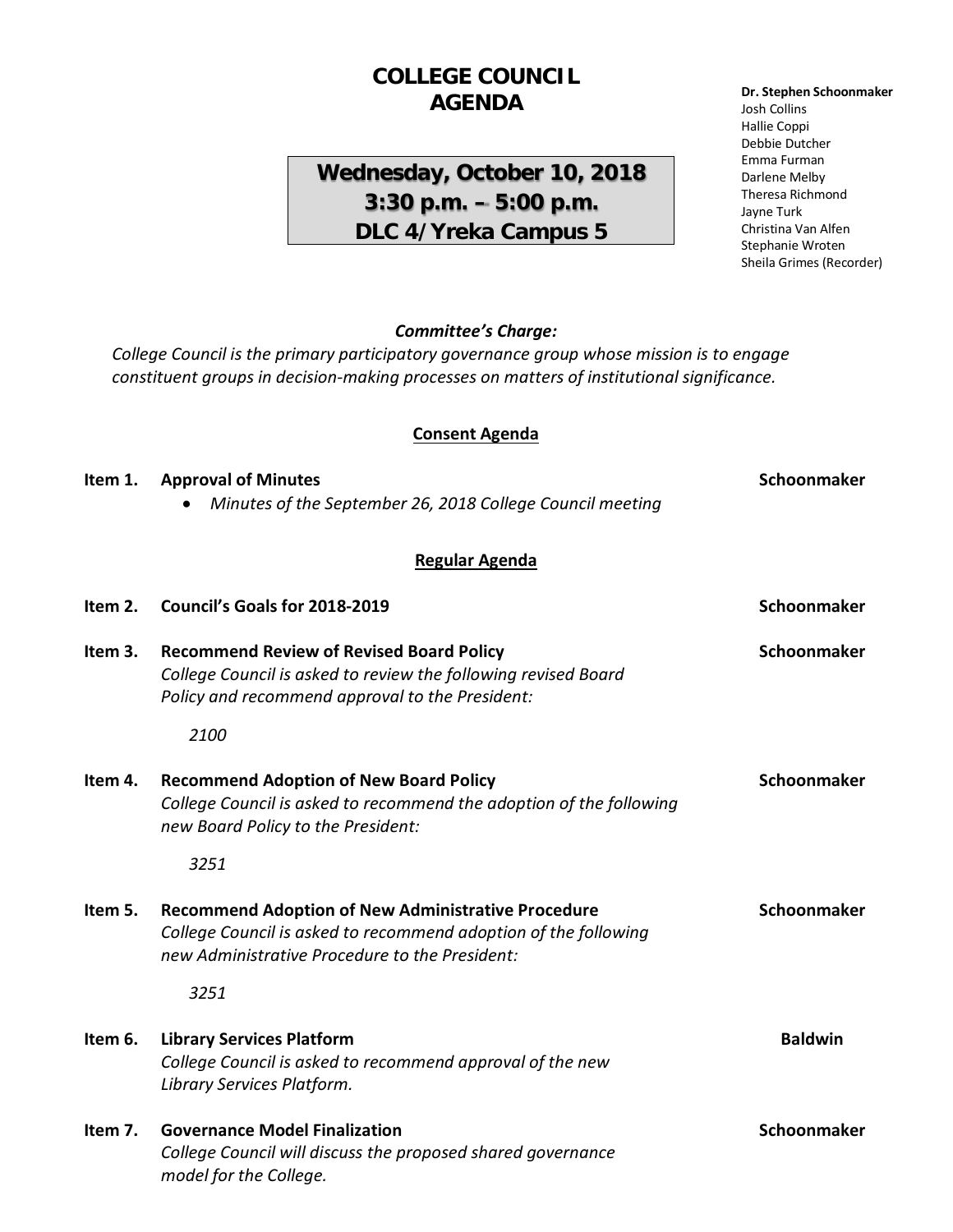# COLLEGE COUNCIL AGENDA

**Wednesday, October 10, 2018**
**3:30 p.m. – 5:00 p.m.**
**DLC 4/Yreka Campus 5**

**Dr. Stephen Schoonmaker**
Josh Collins
Hallie Coppi
Debbie Dutcher
Emma Furman
Darlene Melby
Theresa Richmond
Jayne Turk
Christina Van Alfen
Stephanie Wroten
Sheila Grimes (Recorder)

***Committee's Charge:***

*College Council is the primary participatory governance group whose mission is to engage constituent groups in decision-making processes on matters of institutional significance.*

## Consent Agenda

**Item 1. Approval of Minutes** — **Schoonmaker**

- *Minutes of the September 26, 2018 College Council meeting*

## Regular Agenda

**Item 2. Council's Goals for 2018-2019** — **Schoonmaker**

**Item 3. Recommend Review of Revised Board Policy** — **Schoonmaker**
*College Council is asked to review the following revised Board Policy and recommend approval to the President:*

*2100*

**Item 4. Recommend Adoption of New Board Policy** — **Schoonmaker**
*College Council is asked to recommend the adoption of the following new Board Policy to the President:*

*3251*

**Item 5. Recommend Adoption of New Administrative Procedure** — **Schoonmaker**
*College Council is asked to recommend adoption of the following new Administrative Procedure to the President:*

*3251*

**Item 6. Library Services Platform** — **Baldwin**
*College Council is asked to recommend approval of the new Library Services Platform.*

**Item 7. Governance Model Finalization** — **Schoonmaker**
*College Council will discuss the proposed shared governance model for the College.*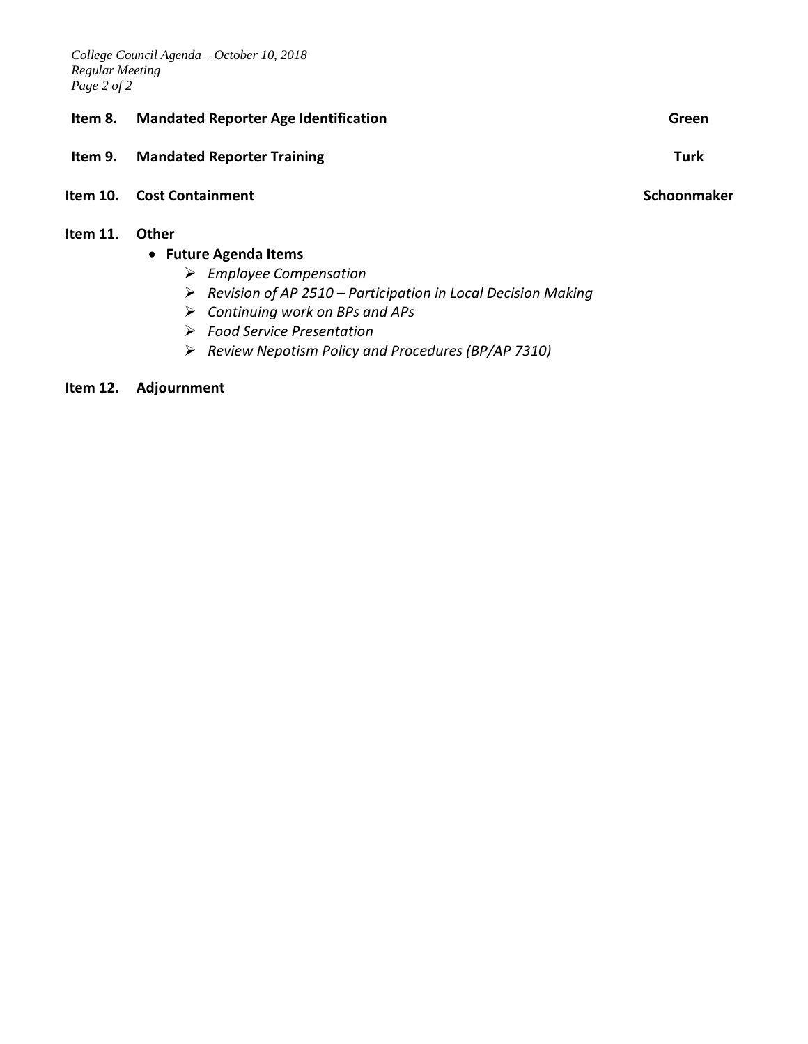**Item 8. Mandated Reporter Age Identification** **Green**

**Item 9. Mandated Reporter Training** **Turk**

**Item 10. Cost Containment** **Schoonmaker**

**Item 11. Other**

- **Future Agenda Items**
  - *Employee Compensation*
  - *Revision of AP 2510 – Participation in Local Decision Making*
  - *Continuing work on BPs and APs*
  - *Food Service Presentation*
  - *Review Nepotism Policy and Procedures (BP/AP 7310)*

**Item 12. Adjournment**